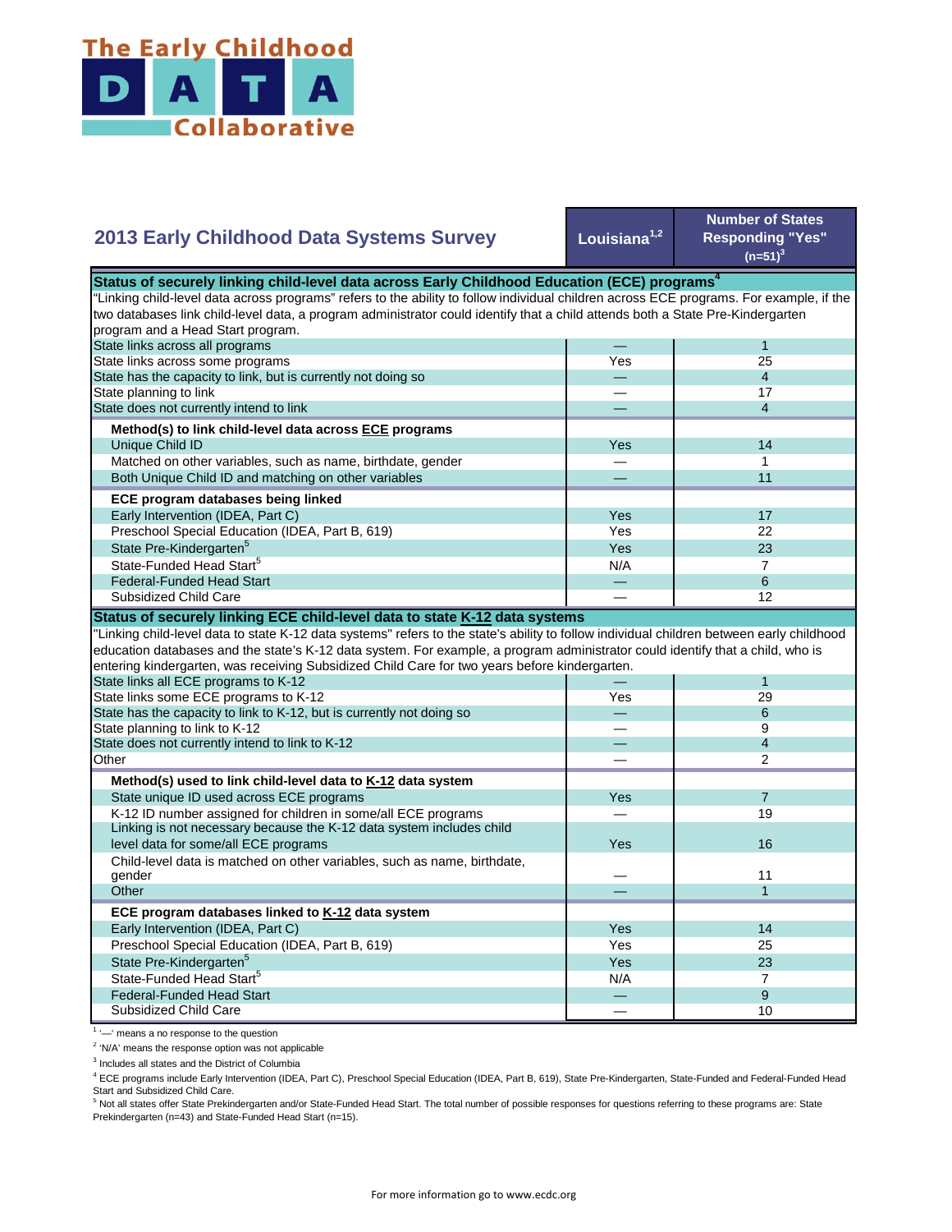# The Early Childhood DATA Collaborative

## 2013 Early Childhood Data Systems Survey

| | Louisiana[1,2] | Number of States Responding "Yes" (n=51)[3] |
|---|---|---|
| **Status of securely linking child-level data across Early Childhood Education (ECE) programs[4]** | | |
| "Linking child-level data across programs" refers to the ability to follow individual children across ECE programs. For example, if the two databases link child-level data, a program administrator could identify that a child attends both a State Pre-Kindergarten program and a Head Start program. | | |
| State links across all programs | — | 1 |
| State links across some programs | Yes | 25 |
| State has the capacity to link, but is currently not doing so | — | 4 |
| State planning to link | — | 17 |
| State does not currently intend to link | — | 4 |
| **Method(s) to link child-level data across ECE programs** | | |
| Unique Child ID | Yes | 14 |
| Matched on other variables, such as name, birthdate, gender | — | 1 |
| Both Unique Child ID and matching on other variables | — | 11 |
| **ECE program databases being linked** | | |
| Early Intervention (IDEA, Part C) | Yes | 17 |
| Preschool Special Education (IDEA, Part B, 619) | Yes | 22 |
| State Pre-Kindergarten[5] | Yes | 23 |
| State-Funded Head Start[5] | N/A | 7 |
| Federal-Funded Head Start | — | 6 |
| Subsidized Child Care | — | 12 |
| **Status of securely linking ECE child-level data to state K-12 data systems** | | |
| "Linking child-level data to state K-12 data systems" refers to the state's ability to follow individual children between early childhood education databases and the state's K-12 data system. For example, a program administrator could identify that a child, who is entering kindergarten, was receiving Subsidized Child Care for two years before kindergarten. | | |
| State links all ECE programs to K-12 | — | 1 |
| State links some ECE programs to K-12 | Yes | 29 |
| State has the capacity to link to K-12, but is currently not doing so | — | 6 |
| State planning to link to K-12 | — | 9 |
| State does not currently intend to link to K-12 | — | 4 |
| Other | — | 2 |
| **Method(s) used to link child-level data to K-12 data system** | | |
| State unique ID used across ECE programs | Yes | 7 |
| K-12 ID number assigned for children in some/all ECE programs | — | 19 |
| Linking is not necessary because the K-12 data system includes child level data for some/all ECE programs | Yes | 16 |
| Child-level data is matched on other variables, such as name, birthdate, gender | — | 11 |
| Other | — | 1 |
| **ECE program databases linked to K-12 data system** | | |
| Early Intervention (IDEA, Part C) | Yes | 14 |
| Preschool Special Education (IDEA, Part B, 619) | Yes | 25 |
| State Pre-Kindergarten[5] | Yes | 23 |
| State-Funded Head Start[5] | N/A | 7 |
| Federal-Funded Head Start | — | 9 |
| Subsidized Child Care | — | 10 |

[1] '—' means a no response to the question

[2] 'N/A' means the response option was not applicable

[3] Includes all states and the District of Columbia

[4] ECE programs include Early Intervention (IDEA, Part C), Preschool Special Education (IDEA, Part B, 619), State Pre-Kindergarten, State-Funded and Federal-Funded Head Start and Subsidized Child Care.

[5] Not all states offer State Prekindergarten and/or State-Funded Head Start. The total number of possible responses for questions referring to these programs are: State Prekindergarten (n=43) and State-Funded Head Start (n=15).

For more information go to www.ecdc.org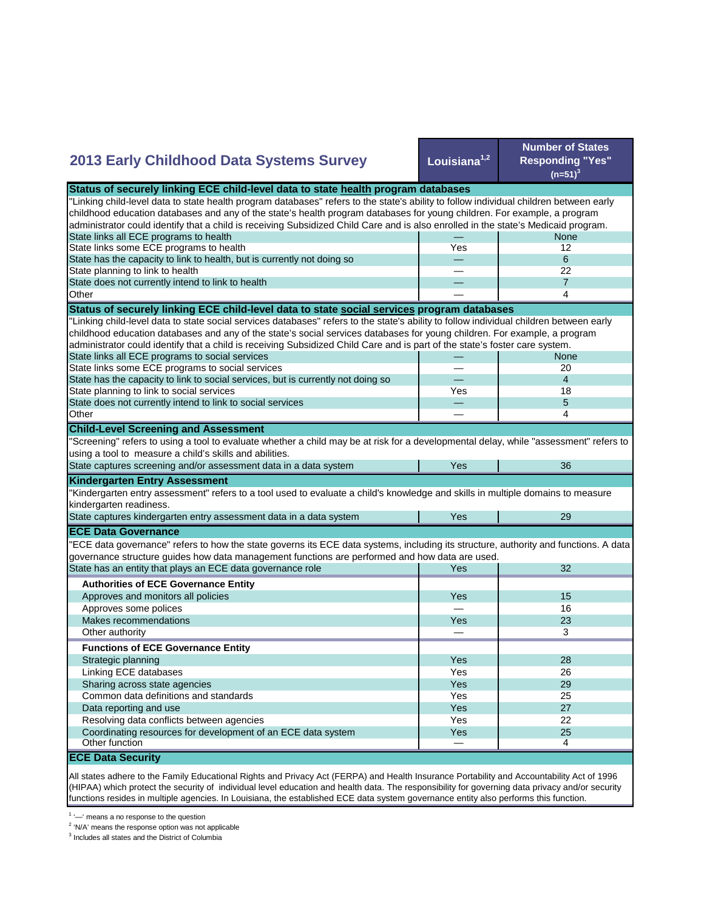| 2013 Early Childhood Data Systems Survey | Louisiana[1,2] | Number of States Responding "Yes" (n=51)[3] |
|---|---|---|
| **Status of securely linking ECE child-level data to state health program databases** | | |
| "Linking child-level data to state health program databases" refers to the state's ability to follow individual children between early childhood education databases and any of the state's health program databases for young children. For example, a program administrator could identify that a child is receiving Subsidized Child Care and is also enrolled in the state's Medicaid program. | | |
| State links all ECE programs to health | — | None |
| State links some ECE programs to health | Yes | 12 |
| State has the capacity to link to health, but is currently not doing so | — | 6 |
| State planning to link to health | — | 22 |
| State does not currently intend to link to health | — | 7 |
| Other | — | 4 |
| **Status of securely linking ECE child-level data to state social services program databases** | | |
| "Linking child-level data to state social services databases" refers to the state's ability to follow individual children between early childhood education databases and any of the state's social services databases for young children. For example, a program administrator could identify that a child is receiving Subsidized Child Care and is part of the state's foster care system. | | |
| State links all ECE programs to social services | — | None |
| State links some ECE programs to social services | — | 20 |
| State has the capacity to link to social services, but is currently not doing so | — | 4 |
| State planning to link to social services | Yes | 18 |
| State does not currently intend to link to social services | — | 5 |
| Other | — | 4 |
| **Child-Level Screening and Assessment** | | |
| "Screening" refers to using a tool to evaluate whether a child may be at risk for a developmental delay, while "assessment" refers to using a tool to measure a child's skills and abilities. | | |
| State captures screening and/or assessment data in a data system | Yes | 36 |
| **Kindergarten Entry Assessment** | | |
| "Kindergarten entry assessment" refers to a tool used to evaluate a child's knowledge and skills in multiple domains to measure kindergarten readiness. | | |
| State captures kindergarten entry assessment data in a data system | Yes | 29 |
| **ECE Data Governance** | | |
| "ECE data governance" refers to how the state governs its ECE data systems, including its structure, authority and functions. A data governance structure guides how data management functions are performed and how data are used. | | |
| State has an entity that plays an ECE data governance role | Yes | 32 |
| **Authorities of ECE Governance Entity** | | |
| Approves and monitors all policies | Yes | 15 |
| Approves some polices | — | 16 |
| Makes recommendations | Yes | 23 |
| Other authority | — | 3 |
| **Functions of ECE Governance Entity** | | |
| Strategic planning | Yes | 28 |
| Linking ECE databases | Yes | 26 |
| Sharing across state agencies | Yes | 29 |
| Common data definitions and standards | Yes | 25 |
| Data reporting and use | Yes | 27 |
| Resolving data conflicts between agencies | Yes | 22 |
| Coordinating resources for development of an ECE data system | Yes | 25 |
| Other function | — | 4 |
| **ECE Data Security** | | |
| All states adhere to the Family Educational Rights and Privacy Act (FERPA) and Health Insurance Portability and Accountability Act of 1996 (HIPAA) which protect the security of individual level education and health data. The responsibility for governing data privacy and/or security functions resides in multiple agencies. In Louisiana, the established ECE data system governance entity also performs this function. | | |

[1] '—' means a no response to the question

[2] 'N/A' means the response option was not applicable

[3] Includes all states and the District of Columbia